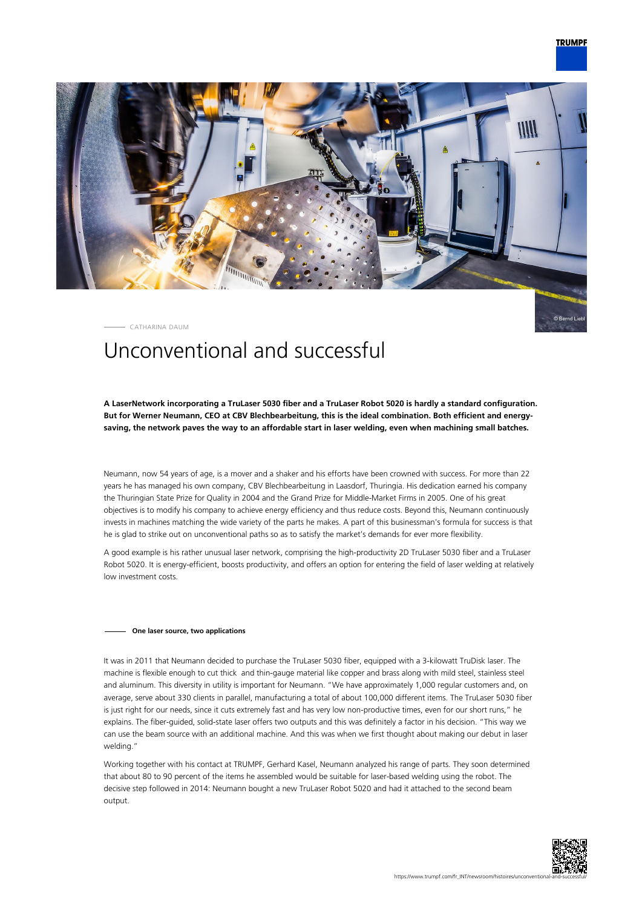CATHARINA DAUM

# Unconventional and successful

**A LaserNetwork incorporating a TruLaser 5030 fiber and a TruLaser Robot 5020 is hardly a standard configuration. But for Werner Neumann, CEO at CBV Blechbearbeitung, this is the ideal combination. Both efficient and energy-saving, the network paves the way to an affordable start in laser welding, even when machining small batches.**

Neumann, now 54 years of age, is a mover and a shaker and his efforts have been crowned with success. For more than 22 years he has managed his own company, CBV Blechbearbeitung in Laasdorf, Thuringia. His dedication earned his company the Thuringian State Prize for Quality in 2004 and the Grand Prize for Middle-Market Firms in 2005. One of his great objectives is to modify his company to achieve energy efficiency and thus reduce costs. Beyond this, Neumann continuously invests in machines matching the wide variety of the parts he makes. A part of this businessman's formula for success is that he is glad to strike out on unconventional paths so as to satisfy the market's demands for ever more flexibility.

A good example is his rather unusual laser network, comprising the high-productivity 2D TruLaser 5030 fiber and a TruLaser Robot 5020. It is energy-efficient, boosts productivity, and offers an option for entering the field of laser welding at relatively low investment costs.

## One laser source, two applications

It was in 2011 that Neumann decided to purchase the TruLaser 5030 fiber, equipped with a 3-kilowatt TruDisk laser. The machine is flexible enough to cut thick and thin-gauge material like copper and brass along with mild steel, stainless steel and aluminum. This diversity in utility is important for Neumann. "We have approximately 1,000 regular customers and, on average, serve about 330 clients in parallel, manufacturing a total of about 100,000 different items. The TruLaser 5030 fiber is just right for our needs, since it cuts extremely fast and has very low non-productive times, even for our short runs," he explains. The fiber-guided, solid-state laser offers two outputs and this was definitely a factor in his decision. "This way we can use the beam source with an additional machine. And this was when we first thought about making our debut in laser welding."

Working together with his contact at TRUMPF, Gerhard Kasel, Neumann analyzed his range of parts. They soon determined that about 80 to 90 percent of the items he assembled would be suitable for laser-based welding using the robot. The decisive step followed in 2014: Neumann bought a new TruLaser Robot 5020 and had it attached to the second beam output.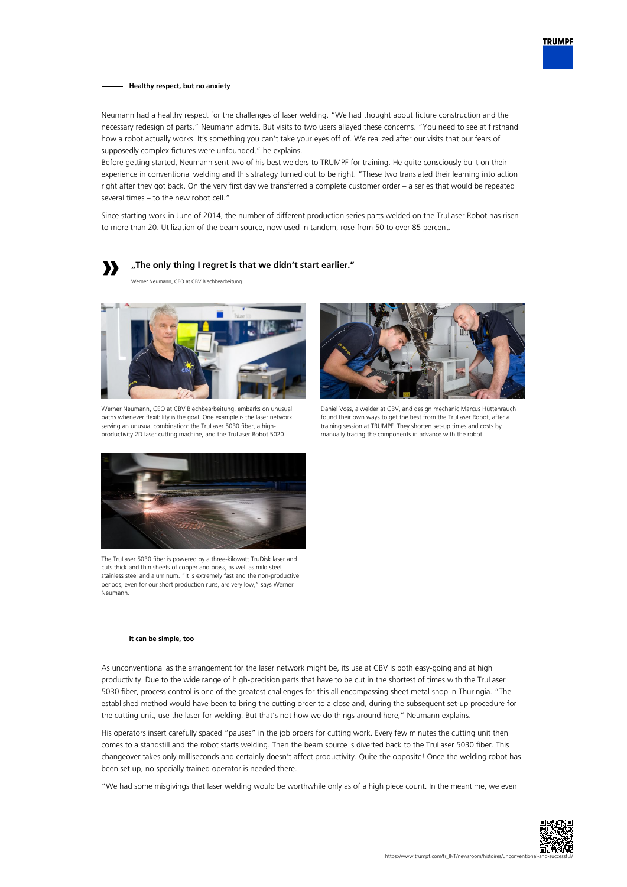## Healthy respect, but no anxiety

Neumann had a healthy respect for the challenges of laser welding. "We had thought about ficture construction and the necessary redesign of parts," Neumann admits. But visits to two users allayed these concerns. "You need to see at firsthand how a robot actually works. It's something you can't take your eyes off of. We realized after our visits that our fears of supposedly complex fictures were unfounded," he explains.
Before getting started, Neumann sent two of his best welders to TRUMPF for training. He quite consciously built on their experience in conventional welding and this strategy turned out to be right. "These two translated their learning into action right after they got back. On the very first day we transferred a complete customer order – a series that would be repeated several times – to the new robot cell."

Since starting work in June of 2014, the number of different production series parts welded on the TruLaser Robot has risen to more than 20. Utilization of the beam source, now used in tandem, rose from 50 to over 85 percent.

> **„The only thing I regret is that we didn't start earlier."**
>
> Werner Neumann, CEO at CBV Blechbearbeitung

Werner Neumann, CEO at CBV Blechbearbeitung, embarks on unusual paths whenever flexibility is the goal. One example is the laser network serving an unusual combination: the TruLaser 5030 fiber, a high-productivity 2D laser cutting machine, and the TruLaser Robot 5020.

Daniel Voss, a welder at CBV, and design mechanic Marcus Hüttenrauch found their own ways to get the best from the TruLaser Robot, after a training session at TRUMPF. They shorten set-up times and costs by manually tracing the components in advance with the robot.

The TruLaser 5030 fiber is powered by a three-kilowatt TruDisk laser and cuts thick and thin sheets of copper and brass, as well as mild steel, stainless steel and aluminum. "It is extremely fast and the non-productive periods, even for our short production runs, are very low," says Werner Neumann.

## It can be simple, too

As unconventional as the arrangement for the laser network might be, its use at CBV is both easy-going and at high productivity. Due to the wide range of high-precision parts that have to be cut in the shortest of times with the TruLaser 5030 fiber, process control is one of the greatest challenges for this all encompassing sheet metal shop in Thuringia. "The established method would have been to bring the cutting order to a close and, during the subsequent set-up procedure for the cutting unit, use the laser for welding. But that's not how we do things around here," Neumann explains.

His operators insert carefully spaced "pauses" in the job orders for cutting work. Every few minutes the cutting unit then comes to a standstill and the robot starts welding. Then the beam source is diverted back to the TruLaser 5030 fiber. This changeover takes only milliseconds and certainly doesn't affect productivity. Quite the opposite! Once the welding robot has been set up, no specially trained operator is needed there.

"We had some misgivings that laser welding would be worthwhile only as of a high piece count. In the meantime, we even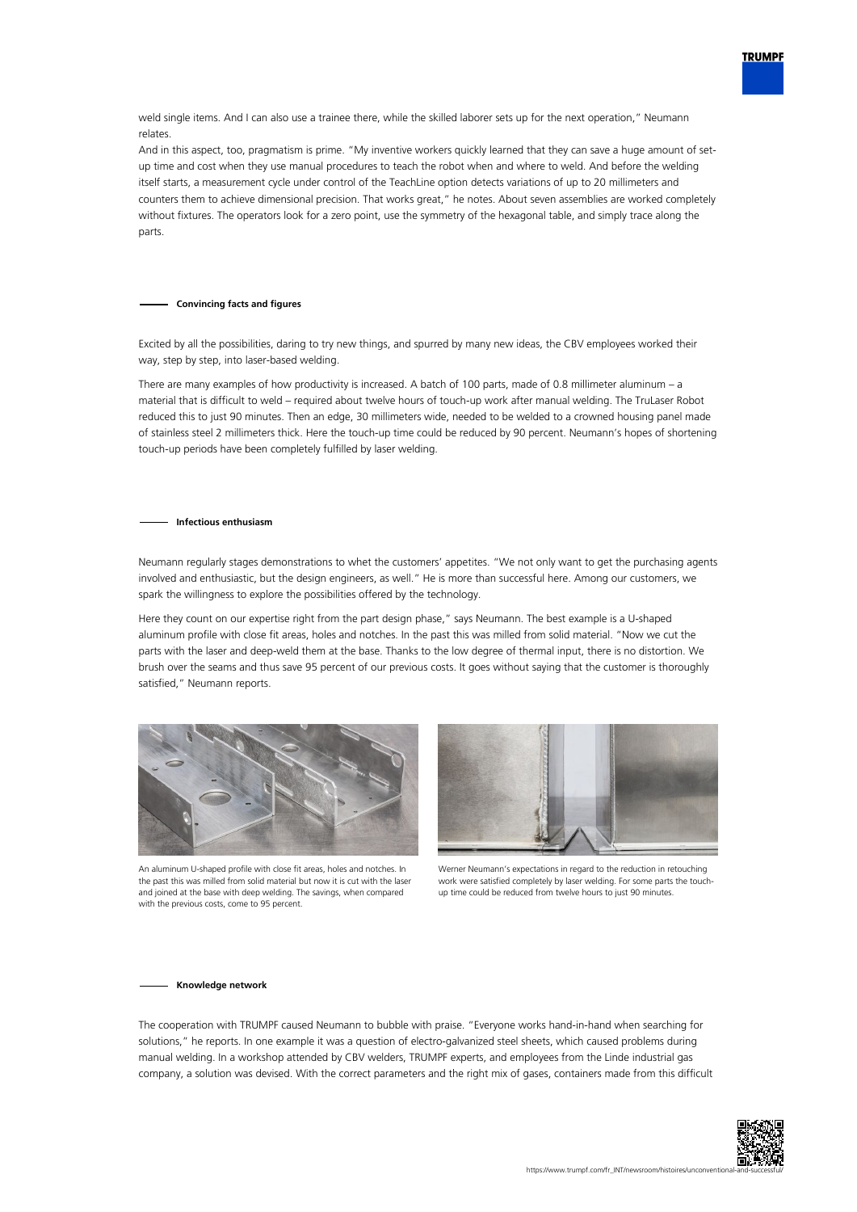weld single items. And I can also use a trainee there, while the skilled laborer sets up for the next operation," Neumann relates.

And in this aspect, too, pragmatism is prime. "My inventive workers quickly learned that they can save a huge amount of set-up time and cost when they use manual procedures to teach the robot when and where to weld. And before the welding itself starts, a measurement cycle under control of the TeachLine option detects variations of up to 20 millimeters and counters them to achieve dimensional precision. That works great," he notes. About seven assemblies are worked completely without fixtures. The operators look for a zero point, use the symmetry of the hexagonal table, and simply trace along the parts.

## Convincing facts and figures

Excited by all the possibilities, daring to try new things, and spurred by many new ideas, the CBV employees worked their way, step by step, into laser-based welding.

There are many examples of how productivity is increased. A batch of 100 parts, made of 0.8 millimeter aluminum – a material that is difficult to weld – required about twelve hours of touch-up work after manual welding. The TruLaser Robot reduced this to just 90 minutes. Then an edge, 30 millimeters wide, needed to be welded to a crowned housing panel made of stainless steel 2 millimeters thick. Here the touch-up time could be reduced by 90 percent. Neumann's hopes of shortening touch-up periods have been completely fulfilled by laser welding.

## Infectious enthusiasm

Neumann regularly stages demonstrations to whet the customers' appetites. "We not only want to get the purchasing agents involved and enthusiastic, but the design engineers, as well." He is more than successful here. Among our customers, we spark the willingness to explore the possibilities offered by the technology.

Here they count on our expertise right from the part design phase," says Neumann. The best example is a U-shaped aluminum profile with close fit areas, holes and notches. In the past this was milled from solid material. "Now we cut the parts with the laser and deep-weld them at the base. Thanks to the low degree of thermal input, there is no distortion. We brush over the seams and thus save 95 percent of our previous costs. It goes without saying that the customer is thoroughly satisfied," Neumann reports.

An aluminum U-shaped profile with close fit areas, holes and notches. In the past this was milled from solid material but now it is cut with the laser and joined at the base with deep welding. The savings, when compared with the previous costs, come to 95 percent.

Werner Neumann's expectations in regard to the reduction in retouching work were satisfied completely by laser welding. For some parts the touch-up time could be reduced from twelve hours to just 90 minutes.

## Knowledge network

The cooperation with TRUMPF caused Neumann to bubble with praise. "Everyone works hand-in-hand when searching for solutions," he reports. In one example it was a question of electro-galvanized steel sheets, which caused problems during manual welding. In a workshop attended by CBV welders, TRUMPF experts, and employees from the Linde industrial gas company, a solution was devised. With the correct parameters and the right mix of gases, containers made from this difficult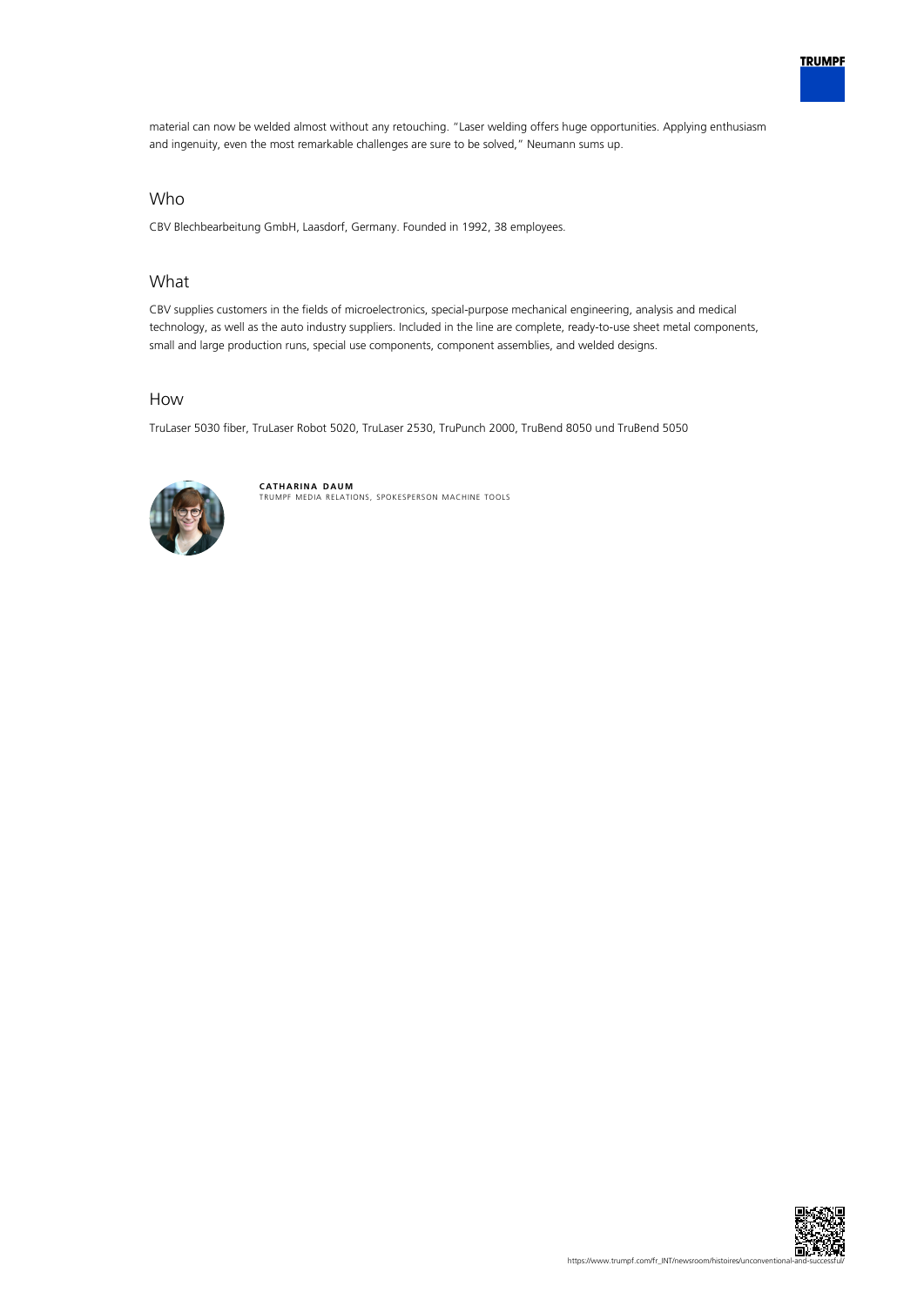material can now be welded almost without any retouching. “Laser welding offers huge opportunities. Applying enthusiasm and ingenuity, even the most remarkable challenges are sure to be solved,” Neumann sums up.

## Who

CBV Blechbearbeitung GmbH, Laasdorf, Germany. Founded in 1992, 38 employees.

## What

CBV supplies customers in the fields of microelectronics, special-purpose mechanical engineering, analysis and medical technology, as well as the auto industry suppliers. Included in the line are complete, ready-to-use sheet metal components, small and large production runs, special use components, component assemblies, and welded designs.

## How

TruLaser 5030 fiber, TruLaser Robot 5020, TruLaser 2530, TruPunch 2000, TruBend 8050 und TruBend 5050

**CATHARINA DAUM**
TRUMPF MEDIA RELATIONS, SPOKESPERSON MACHINE TOOLS